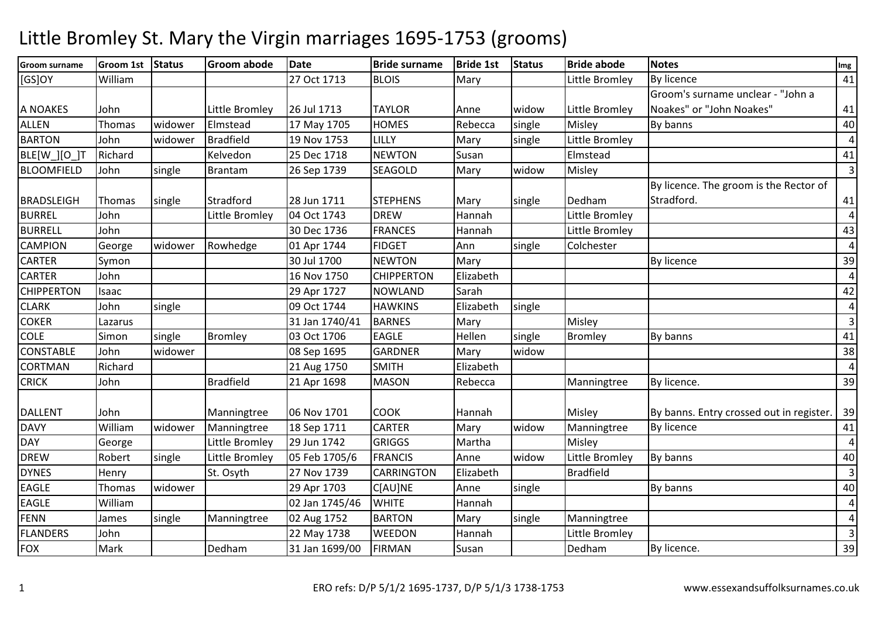# Little Bromley St. Mary the Virgin marriages 1695-1753 (grooms)

| Groom surname | Groom 1st | Status | Groom abode | Date | Bride surname | Bride 1st | Status | Bride abode | Notes | Img |
|---|---|---|---|---|---|---|---|---|---|---|
| [GS]OY | William | | | 27 Oct 1713 | BLOIS | Mary | | Little Bromley | By licence | 41 |
| A NOAKES | John | | Little Bromley | 26 Jul 1713 | TAYLOR | Anne | widow | Little Bromley | Groom's surname unclear - "John a Noakes" or "John Noakes" | 41 |
| ALLEN | Thomas | widower | Elmstead | 17 May 1705 | HOMES | Rebecca | single | Misley | By banns | 40 |
| BARTON | John | widower | Bradfield | 19 Nov 1753 | LILLY | Mary | single | Little Bromley | | 4 |
| BLE[W_][O_]T | Richard | | Kelvedon | 25 Dec 1718 | NEWTON | Susan | | Elmstead | | 41 |
| BLOOMFIELD | John | single | Brantam | 26 Sep 1739 | SEAGOLD | Mary | widow | Misley | | 3 |
| BRADSLEIGH | Thomas | single | Stradford | 28 Jun 1711 | STEPHENS | Mary | single | Dedham | By licence. The groom is the Rector of Stradford. | 41 |
| BURREL | John | | Little Bromley | 04 Oct 1743 | DREW | Hannah | | Little Bromley | | 4 |
| BURRELL | John | | | 30 Dec 1736 | FRANCES | Hannah | | Little Bromley | | 43 |
| CAMPION | George | widower | Rowhedge | 01 Apr 1744 | FIDGET | Ann | single | Colchester | | 4 |
| CARTER | Symon | | | 30 Jul 1700 | NEWTON | Mary | | | By licence | 39 |
| CARTER | John | | | 16 Nov 1750 | CHIPPERTON | Elizabeth | | | | 4 |
| CHIPPERTON | Isaac | | | 29 Apr 1727 | NOWLAND | Sarah | | | | 42 |
| CLARK | John | single | | 09 Oct 1744 | HAWKINS | Elizabeth | single | | | 4 |
| COKER | Lazarus | | | 31 Jan 1740/41 | BARNES | Mary | | Misley | | 3 |
| COLE | Simon | single | Bromley | 03 Oct 1706 | EAGLE | Hellen | single | Bromley | By banns | 41 |
| CONSTABLE | John | widower | | 08 Sep 1695 | GARDNER | Mary | widow | | | 38 |
| CORTMAN | Richard | | | 21 Aug 1750 | SMITH | Elizabeth | | | | 4 |
| CRICK | John | | Bradfield | 21 Apr 1698 | MASON | Rebecca | | Manningtree | By licence. | 39 |
| DALLENT | John | | Manningtree | 06 Nov 1701 | COOK | Hannah | | Misley | By banns. Entry crossed out in register. | 39 |
| DAVY | William | widower | Manningtree | 18 Sep 1711 | CARTER | Mary | widow | Manningtree | By licence | 41 |
| DAY | George | | Little Bromley | 29 Jun 1742 | GRIGGS | Martha | | Misley | | 4 |
| DREW | Robert | single | Little Bromley | 05 Feb 1705/6 | FRANCIS | Anne | widow | Little Bromley | By banns | 40 |
| DYNES | Henry | | St. Osyth | 27 Nov 1739 | CARRINGTON | Elizabeth | | Bradfield | | 3 |
| EAGLE | Thomas | widower | | 29 Apr 1703 | C[AU]NE | Anne | single | | By banns | 40 |
| EAGLE | William | | | 02 Jan 1745/46 | WHITE | Hannah | | | | 4 |
| FENN | James | single | Manningtree | 02 Aug 1752 | BARTON | Mary | single | Manningtree | | 4 |
| FLANDERS | John | | | 22 May 1738 | WEEDON | Hannah | | Little Bromley | | 3 |
| FOX | Mark | | Dedham | 31 Jan 1699/00 | FIRMAN | Susan | | Dedham | By licence. | 39 |

ERO refs: D/P 5/1/2 1695-1737, D/P 5/1/3 1738-1753 www.essexandsuffolksurnames.co.uk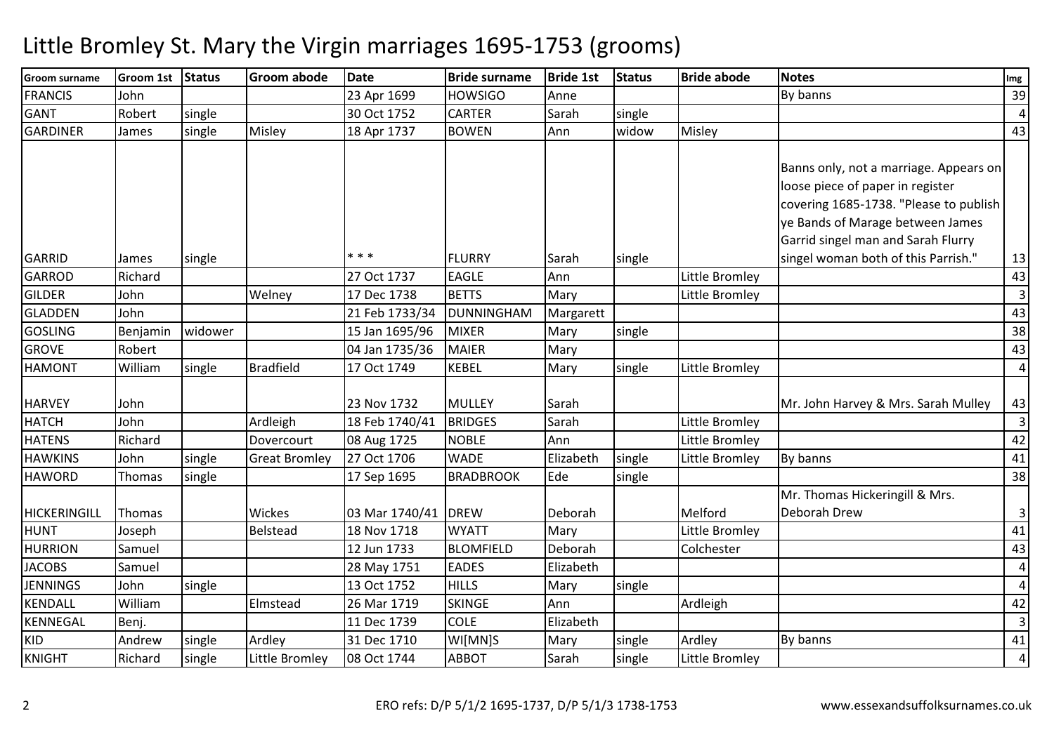# Little Bromley St. Mary the Virgin marriages 1695-1753 (grooms)

| Groom surname | Groom 1st | Status | Groom abode | Date | Bride surname | Bride 1st | Status | Bride abode | Notes | Img |
|---|---|---|---|---|---|---|---|---|---|---|
| FRANCIS | John | | | 23 Apr 1699 | HOWSIGO | Anne | | | By banns | 39 |
| GANT | Robert | single | | 30 Oct 1752 | CARTER | Sarah | single | | | 4 |
| GARDINER | James | single | Misley | 18 Apr 1737 | BOWEN | Ann | widow | Misley | | 43 |
| GARRID | James | single | | * * * | FLURRY | Sarah | single | | Banns only, not a marriage. Appears on loose piece of paper in register covering 1685-1738. "Please to publish ye Bands of Marage between James Garrid singel man and Sarah Flurry singel woman both of this Parrish." | 13 |
| GARROD | Richard | | | 27 Oct 1737 | EAGLE | Ann | | Little Bromley | | 43 |
| GILDER | John | | Welney | 17 Dec 1738 | BETTS | Mary | | Little Bromley | | 3 |
| GLADDEN | John | | | 21 Feb 1733/34 | DUNNINGHAM | Margarett | | | | 43 |
| GOSLING | Benjamin | widower | | 15 Jan 1695/96 | MIXER | Mary | single | | | 38 |
| GROVE | Robert | | | 04 Jan 1735/36 | MAIER | Mary | | | | 43 |
| HAMONT | William | single | Bradfield | 17 Oct 1749 | KEBEL | Mary | single | Little Bromley | | 4 |
| HARVEY | John | | | 23 Nov 1732 | MULLEY | Sarah | | | Mr. John Harvey & Mrs. Sarah Mulley | 43 |
| HATCH | John | | Ardleigh | 18 Feb 1740/41 | BRIDGES | Sarah | | Little Bromley | | 3 |
| HATENS | Richard | | Dovercourt | 08 Aug 1725 | NOBLE | Ann | | Little Bromley | | 42 |
| HAWKINS | John | single | Great Bromley | 27 Oct 1706 | WADE | Elizabeth | single | Little Bromley | By banns | 41 |
| HAWORD | Thomas | single | | 17 Sep 1695 | BRADBROOK | Ede | single | | | 38 |
| HICKERINGILL | Thomas | | Wickes | 03 Mar 1740/41 | DREW | Deborah | | Melford | Mr. Thomas Hickeringill & Mrs. Deborah Drew | 3 |
| HUNT | Joseph | | Belstead | 18 Nov 1718 | WYATT | Mary | | Little Bromley | | 41 |
| HURRION | Samuel | | | 12 Jun 1733 | BLOMFIELD | Deborah | | Colchester | | 43 |
| JACOBS | Samuel | | | 28 May 1751 | EADES | Elizabeth | | | | 4 |
| JENNINGS | John | single | | 13 Oct 1752 | HILLS | Mary | single | | | 4 |
| KENDALL | William | | Elmstead | 26 Mar 1719 | SKINGE | Ann | | Ardleigh | | 42 |
| KENNEGAL | Benj. | | | 11 Dec 1739 | COLE | Elizabeth | | | | 3 |
| KID | Andrew | single | Ardley | 31 Dec 1710 | WI[MN]S | Mary | single | Ardley | By banns | 41 |
| KNIGHT | Richard | single | Little Bromley | 08 Oct 1744 | ABBOT | Sarah | single | Little Bromley | | 4 |

ERO refs: D/P 5/1/2 1695-1737, D/P 5/1/3 1738-1753

www.essexandsuffolksurnames.co.uk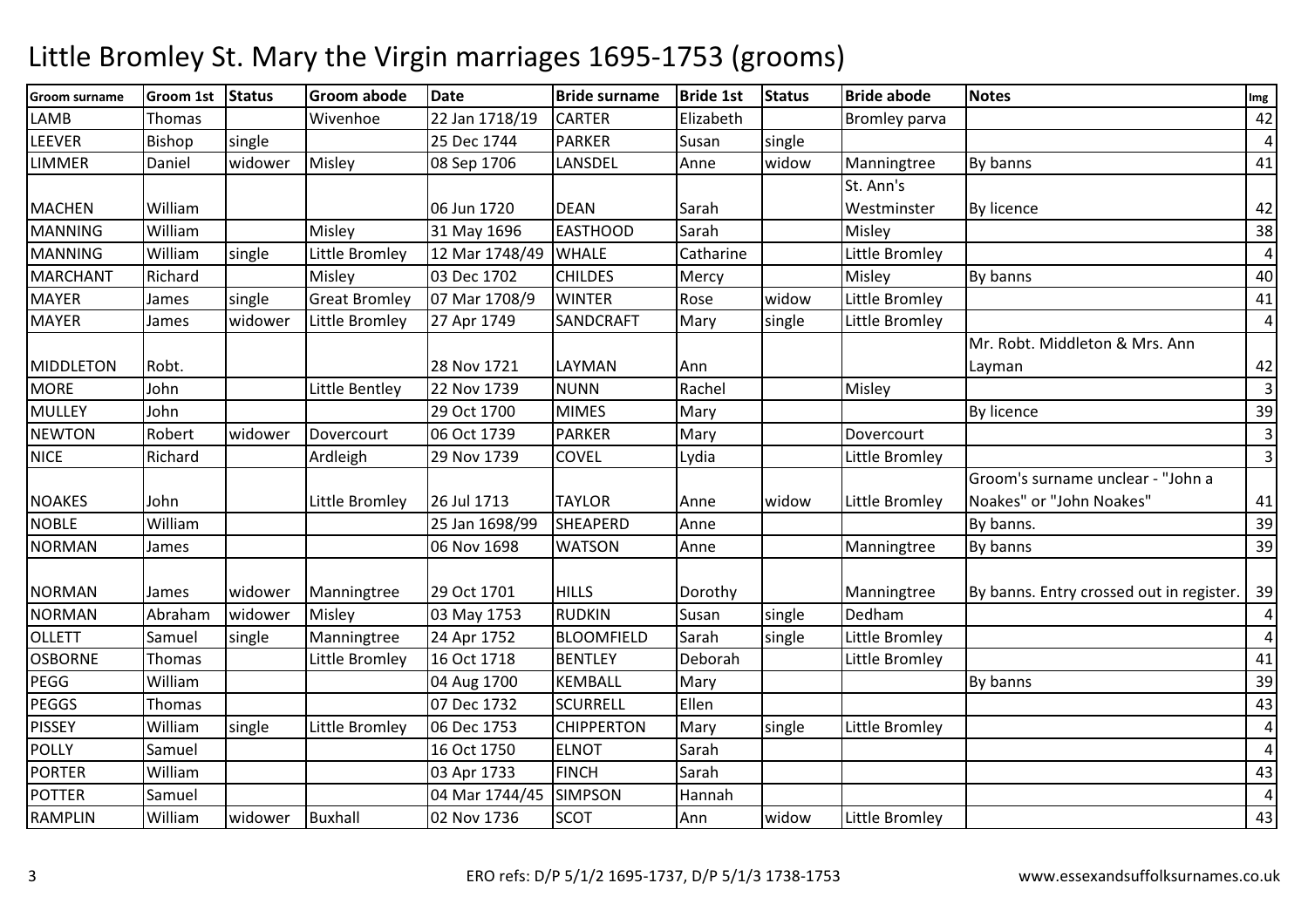# Little Bromley St. Mary the Virgin marriages 1695-1753 (grooms)

| Groom surname | Groom 1st | Status | Groom abode | Date | Bride surname | Bride 1st | Status | Bride abode | Notes | Img |
|---|---|---|---|---|---|---|---|---|---|---|
| LAMB | Thomas | | Wivenhoe | 22 Jan 1718/19 | CARTER | Elizabeth | | Bromley parva | | 42 |
| LEEVER | Bishop | single | | 25 Dec 1744 | PARKER | Susan | single | | | 4 |
| LIMMER | Daniel | widower | Misley | 08 Sep 1706 | LANSDEL | Anne | widow | Manningtree | By banns | 41 |
| MACHEN | William | | | 06 Jun 1720 | DEAN | Sarah | | St. Ann's Westminster | By licence | 42 |
| MANNING | William | | Misley | 31 May 1696 | EASTHOOD | Sarah | | Misley | | 38 |
| MANNING | William | single | Little Bromley | 12 Mar 1748/49 | WHALE | Catharine | | Little Bromley | | 4 |
| MARCHANT | Richard | | Misley | 03 Dec 1702 | CHILDES | Mercy | | Misley | By banns | 40 |
| MAYER | James | single | Great Bromley | 07 Mar 1708/9 | WINTER | Rose | widow | Little Bromley | | 41 |
| MAYER | James | widower | Little Bromley | 27 Apr 1749 | SANDCRAFT | Mary | single | Little Bromley | | 4 |
| MIDDLETON | Robt. | | | 28 Nov 1721 | LAYMAN | Ann | | | Mr. Robt. Middleton & Mrs. Ann Layman | 42 |
| MORE | John | | Little Bentley | 22 Nov 1739 | NUNN | Rachel | | Misley | | 3 |
| MULLEY | John | | | 29 Oct 1700 | MIMES | Mary | | | By licence | 39 |
| NEWTON | Robert | widower | Dovercourt | 06 Oct 1739 | PARKER | Mary | | Dovercourt | | 3 |
| NICE | Richard | | Ardleigh | 29 Nov 1739 | COVEL | Lydia | | Little Bromley | | 3 |
| NOAKES | John | | Little Bromley | 26 Jul 1713 | TAYLOR | Anne | widow | Little Bromley | Groom's surname unclear - "John a Noakes" or "John Noakes" | 41 |
| NOBLE | William | | | 25 Jan 1698/99 | SHEAPERD | Anne | | | By banns. | 39 |
| NORMAN | James | | | 06 Nov 1698 | WATSON | Anne | | Manningtree | By banns | 39 |
| NORMAN | James | widower | Manningtree | 29 Oct 1701 | HILLS | Dorothy | | Manningtree | By banns. Entry crossed out in register. | 39 |
| NORMAN | Abraham | widower | Misley | 03 May 1753 | RUDKIN | Susan | single | Dedham | | 4 |
| OLLETT | Samuel | single | Manningtree | 24 Apr 1752 | BLOOMFIELD | Sarah | single | Little Bromley | | 4 |
| OSBORNE | Thomas | | Little Bromley | 16 Oct 1718 | BENTLEY | Deborah | | Little Bromley | | 41 |
| PEGG | William | | | 04 Aug 1700 | KEMBALL | Mary | | | By banns | 39 |
| PEGGS | Thomas | | | 07 Dec 1732 | SCURRELL | Ellen | | | | 43 |
| PISSEY | William | single | Little Bromley | 06 Dec 1753 | CHIPPERTON | Mary | single | Little Bromley | | 4 |
| POLLY | Samuel | | | 16 Oct 1750 | ELNOT | Sarah | | | | 4 |
| PORTER | William | | | 03 Apr 1733 | FINCH | Sarah | | | | 43 |
| POTTER | Samuel | | | 04 Mar 1744/45 | SIMPSON | Hannah | | | | 4 |
| RAMPLIN | William | widower | Buxhall | 02 Nov 1736 | SCOT | Ann | widow | Little Bromley | | 43 |

ERO refs: D/P 5/1/2 1695-1737, D/P 5/1/3 1738-1753 www.essexandsuffolksurnames.co.uk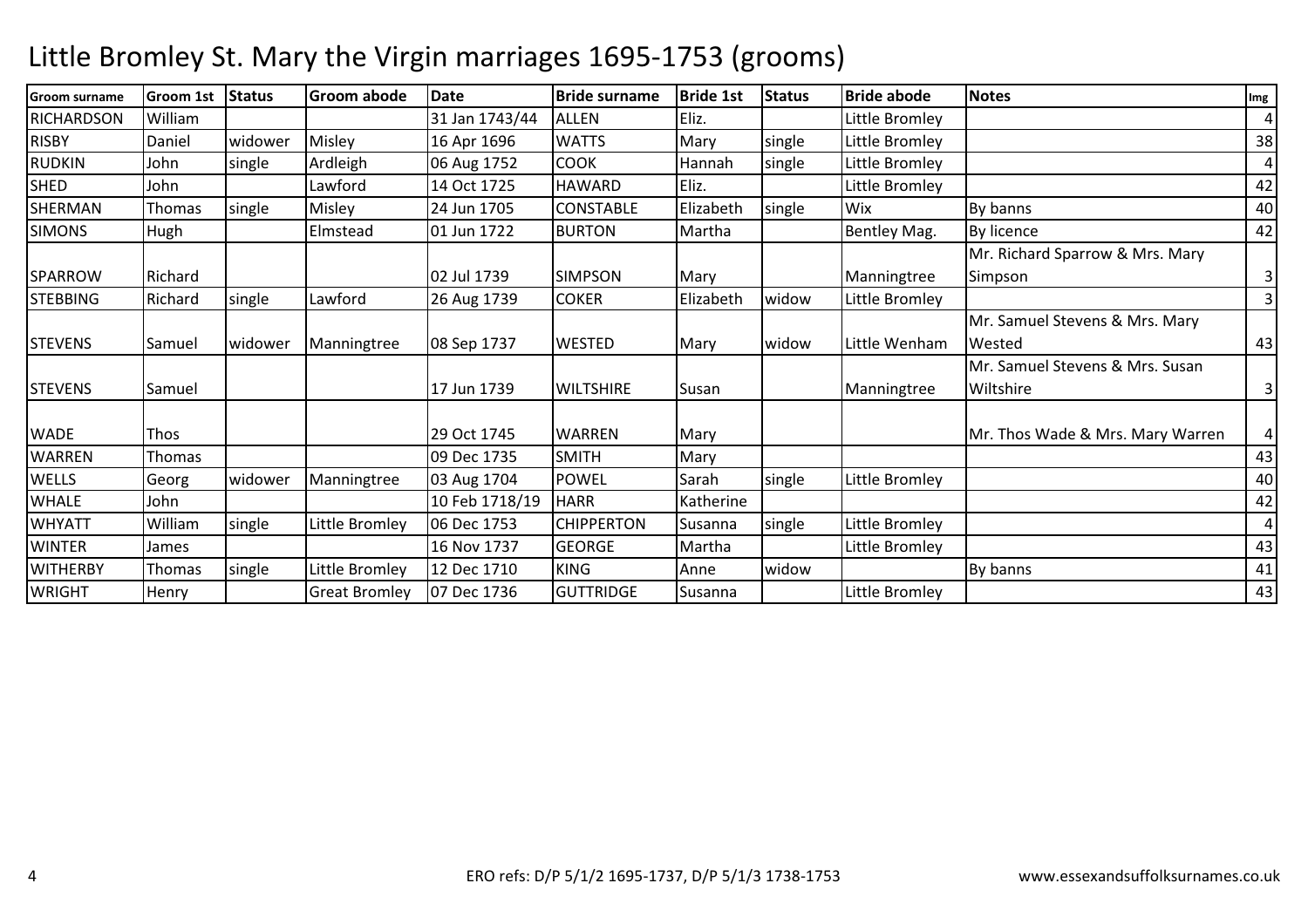# Little Bromley St. Mary the Virgin marriages 1695-1753 (grooms)

| Groom surname | Groom 1st | Status | Groom abode | Date | Bride surname | Bride 1st | Status | Bride abode | Notes | Img |
|---|---|---|---|---|---|---|---|---|---|---|
| RICHARDSON | William | | | 31 Jan 1743/44 | ALLEN | Eliz. | | Little Bromley | | 4 |
| RISBY | Daniel | widower | Misley | 16 Apr 1696 | WATTS | Mary | single | Little Bromley | | 38 |
| RUDKIN | John | single | Ardleigh | 06 Aug 1752 | COOK | Hannah | single | Little Bromley | | 4 |
| SHED | John | | Lawford | 14 Oct 1725 | HAWARD | Eliz. | | Little Bromley | | 42 |
| SHERMAN | Thomas | single | Misley | 24 Jun 1705 | CONSTABLE | Elizabeth | single | Wix | By banns | 40 |
| SIMONS | Hugh | | Elmstead | 01 Jun 1722 | BURTON | Martha | | Bentley Mag. | By licence | 42 |
| SPARROW | Richard | | | 02 Jul 1739 | SIMPSON | Mary | | Manningtree | Mr. Richard Sparrow & Mrs. Mary Simpson | 3 |
| STEBBING | Richard | single | Lawford | 26 Aug 1739 | COKER | Elizabeth | widow | Little Bromley | | 3 |
| STEVENS | Samuel | widower | Manningtree | 08 Sep 1737 | WESTED | Mary | widow | Little Wenham | Mr. Samuel Stevens & Mrs. Mary Wested | 43 |
| STEVENS | Samuel | | | 17 Jun 1739 | WILTSHIRE | Susan | | Manningtree | Mr. Samuel Stevens & Mrs. Susan Wiltshire | 3 |
| WADE | Thos | | | 29 Oct 1745 | WARREN | Mary | | | Mr. Thos Wade & Mrs. Mary Warren | 4 |
| WARREN | Thomas | | | 09 Dec 1735 | SMITH | Mary | | | | 43 |
| WELLS | Georg | widower | Manningtree | 03 Aug 1704 | POWEL | Sarah | single | Little Bromley | | 40 |
| WHALE | John | | | 10 Feb 1718/19 | HARR | Katherine | | | | 42 |
| WHYATT | William | single | Little Bromley | 06 Dec 1753 | CHIPPERTON | Susanna | single | Little Bromley | | 4 |
| WINTER | James | | | 16 Nov 1737 | GEORGE | Martha | | Little Bromley | | 43 |
| WITHERBY | Thomas | single | Little Bromley | 12 Dec 1710 | KING | Anne | widow | | By banns | 41 |
| WRIGHT | Henry | | Great Bromley | 07 Dec 1736 | GUTTRIDGE | Susanna | | Little Bromley | | 43 |

ERO refs: D/P 5/1/2 1695-1737, D/P 5/1/3 1738-1753

www.essexandsuffolksurnames.co.uk